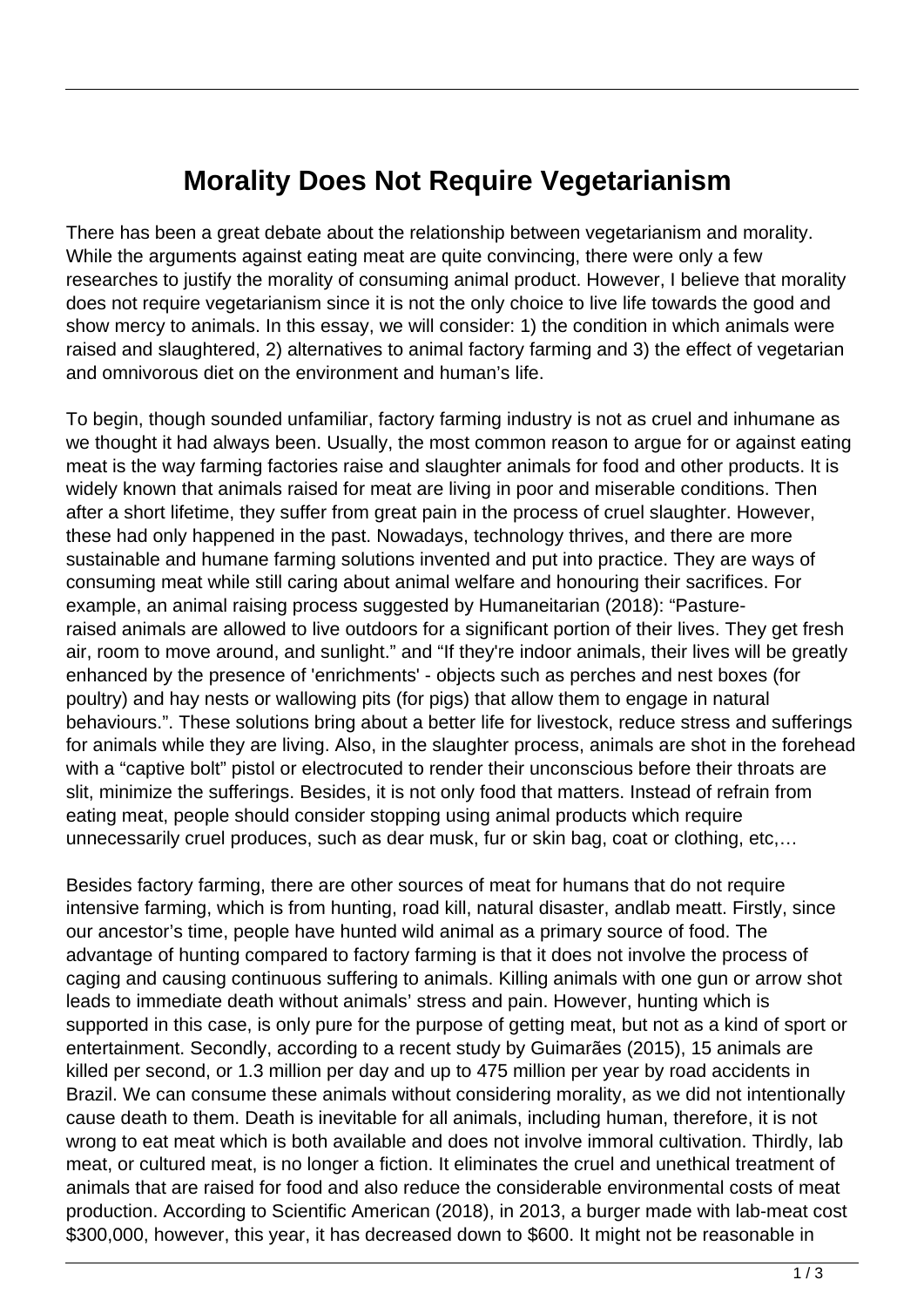# Morality Does Not Require Vegetarianism

There has been a great debate about the relationship between vegetarianism and morality. While the arguments against eating meat are quite convincing, there were only a few researches to justify the morality of consuming animal product. However, I believe that morality does not require vegetarianism since it is not the only choice to live life towards the good and show mercy to animals. In this essay, we will consider: 1) the condition in which animals were raised and slaughtered, 2) alternatives to animal factory farming and 3) the effect of vegetarian and omnivorous diet on the environment and human's life.

To begin, though sounded unfamiliar, factory farming industry is not as cruel and inhumane as we thought it had always been. Usually, the most common reason to argue for or against eating meat is the way farming factories raise and slaughter animals for food and other products. It is widely known that animals raised for meat are living in poor and miserable conditions. Then after a short lifetime, they suffer from great pain in the process of cruel slaughter. However, these had only happened in the past. Nowadays, technology thrives, and there are more sustainable and humane farming solutions invented and put into practice. They are ways of consuming meat while still caring about animal welfare and honouring their sacrifices. For example, an animal raising process suggested by Humaneitarian (2018): "Pasture-raised animals are allowed to live outdoors for a significant portion of their lives. They get fresh air, room to move around, and sunlight." and "If they're indoor animals, their lives will be greatly enhanced by the presence of 'enrichments' - objects such as perches and nest boxes (for poultry) and hay nests or wallowing pits (for pigs) that allow them to engage in natural behaviours.". These solutions bring about a better life for livestock, reduce stress and sufferings for animals while they are living. Also, in the slaughter process, animals are shot in the forehead with a "captive bolt" pistol or electrocuted to render their unconscious before their throats are slit, minimize the sufferings. Besides, it is not only food that matters. Instead of refrain from eating meat, people should consider stopping using animal products which require unnecessarily cruel produces, such as dear musk, fur or skin bag, coat or clothing, etc,…

Besides factory farming, there are other sources of meat for humans that do not require intensive farming, which is from hunting, road kill, natural disaster, andlab meatt. Firstly, since our ancestor's time, people have hunted wild animal as a primary source of food. The advantage of hunting compared to factory farming is that it does not involve the process of caging and causing continuous suffering to animals. Killing animals with one gun or arrow shot leads to immediate death without animals' stress and pain. However, hunting which is supported in this case, is only pure for the purpose of getting meat, but not as a kind of sport or entertainment. Secondly, according to a recent study by Guimarães (2015), 15 animals are killed per second, or 1.3 million per day and up to 475 million per year by road accidents in Brazil. We can consume these animals without considering morality, as we did not intentionally cause death to them. Death is inevitable for all animals, including human, therefore, it is not wrong to eat meat which is both available and does not involve immoral cultivation. Thirdly, lab meat, or cultured meat, is no longer a fiction. It eliminates the cruel and unethical treatment of animals that are raised for food and also reduce the considerable environmental costs of meat production. According to Scientific American (2018), in 2013, a burger made with lab-meat cost \$300,000, however, this year, it has decreased down to \$600. It might not be reasonable in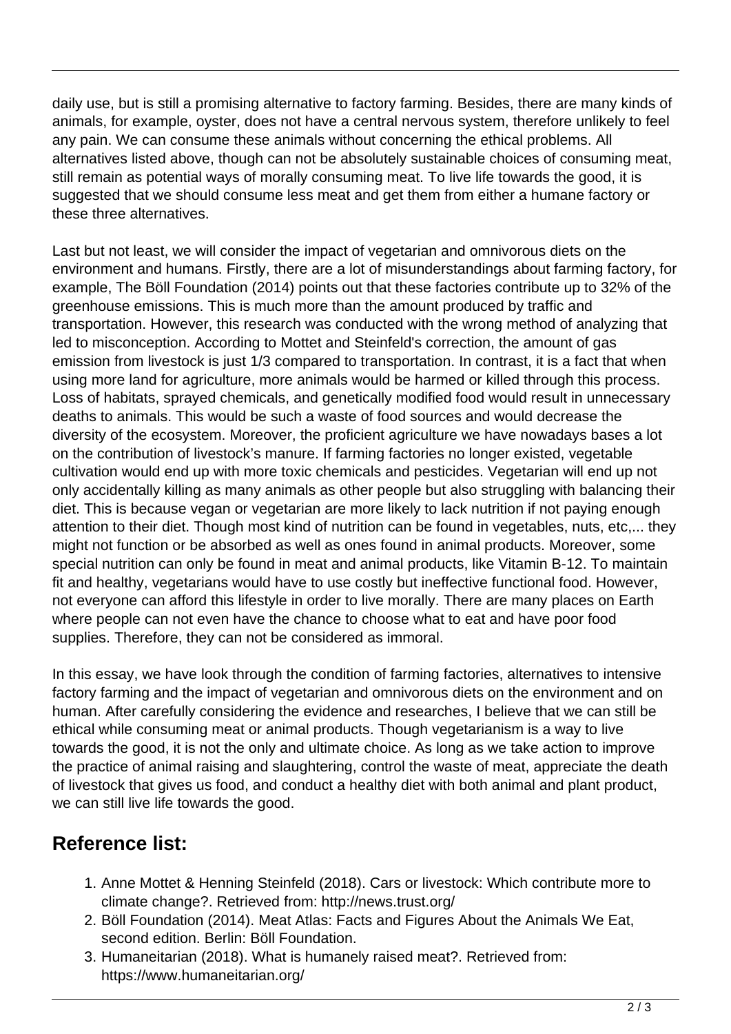daily use, but is still a promising alternative to factory farming. Besides, there are many kinds of animals, for example, oyster, does not have a central nervous system, therefore unlikely to feel any pain. We can consume these animals without concerning the ethical problems. All alternatives listed above, though can not be absolutely sustainable choices of consuming meat, still remain as potential ways of morally consuming meat. To live life towards the good, it is suggested that we should consume less meat and get them from either a humane factory or these three alternatives.

Last but not least, we will consider the impact of vegetarian and omnivorous diets on the environment and humans. Firstly, there are a lot of misunderstandings about farming factory, for example, The Böll Foundation (2014) points out that these factories contribute up to 32% of the greenhouse emissions. This is much more than the amount produced by traffic and transportation. However, this research was conducted with the wrong method of analyzing that led to misconception. According to Mottet and Steinfeld's correction, the amount of gas emission from livestock is just 1/3 compared to transportation. In contrast, it is a fact that when using more land for agriculture, more animals would be harmed or killed through this process. Loss of habitats, sprayed chemicals, and genetically modified food would result in unnecessary deaths to animals. This would be such a waste of food sources and would decrease the diversity of the ecosystem. Moreover, the proficient agriculture we have nowadays bases a lot on the contribution of livestock's manure. If farming factories no longer existed, vegetable cultivation would end up with more toxic chemicals and pesticides. Vegetarian will end up not only accidentally killing as many animals as other people but also struggling with balancing their diet. This is because vegan or vegetarian are more likely to lack nutrition if not paying enough attention to their diet. Though most kind of nutrition can be found in vegetables, nuts, etc,... they might not function or be absorbed as well as ones found in animal products. Moreover, some special nutrition can only be found in meat and animal products, like Vitamin B-12. To maintain fit and healthy, vegetarians would have to use costly but ineffective functional food. However, not everyone can afford this lifestyle in order to live morally. There are many places on Earth where people can not even have the chance to choose what to eat and have poor food supplies. Therefore, they can not be considered as immoral.

In this essay, we have look through the condition of farming factories, alternatives to intensive factory farming and the impact of vegetarian and omnivorous diets on the environment and on human. After carefully considering the evidence and researches, I believe that we can still be ethical while consuming meat or animal products. Though vegetarianism is a way to live towards the good, it is not the only and ultimate choice. As long as we take action to improve the practice of animal raising and slaughtering, control the waste of meat, appreciate the death of livestock that gives us food, and conduct a healthy diet with both animal and plant product, we can still live life towards the good.

## Reference list:

1. Anne Mottet & Henning Steinfeld (2018). Cars or livestock: Which contribute more to climate change?. Retrieved from: http://news.trust.org/
2. Böll Foundation (2014). Meat Atlas: Facts and Figures About the Animals We Eat, second edition. Berlin: Böll Foundation.
3. Humaneitarian (2018). What is humanely raised meat?. Retrieved from: https://www.humaneitarian.org/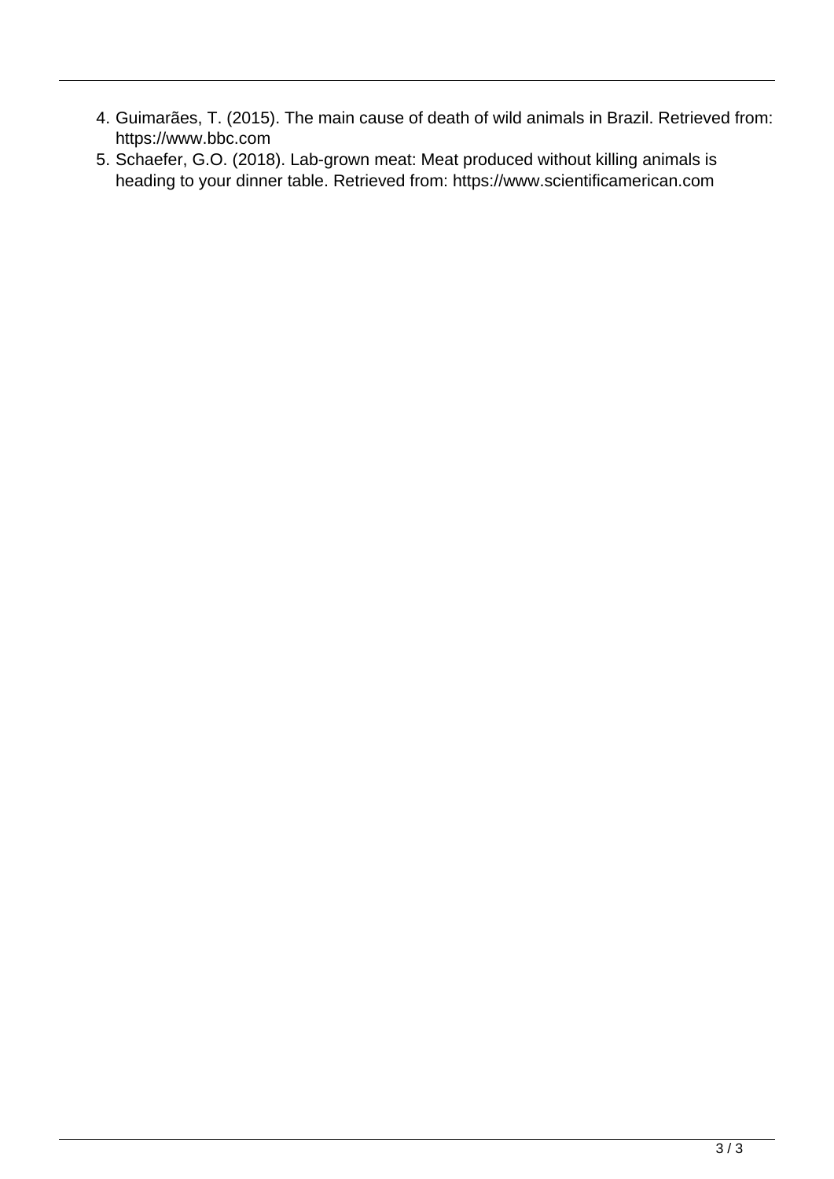4. Guimarães, T. (2015). The main cause of death of wild animals in Brazil. Retrieved from: https://www.bbc.com
5. Schaefer, G.O. (2018). Lab-grown meat: Meat produced without killing animals is heading to your dinner table. Retrieved from: https://www.scientificamerican.com